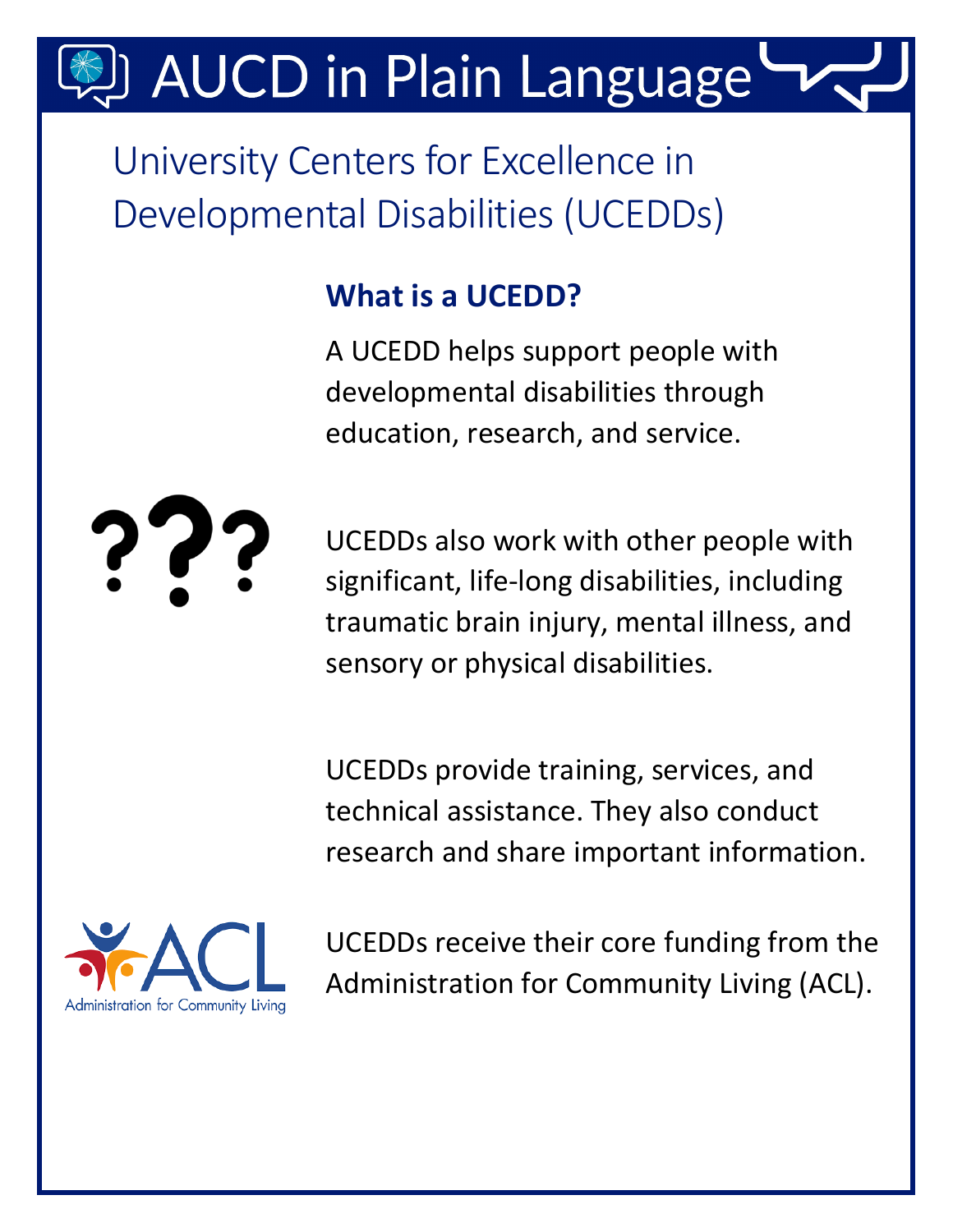# AUCD in Plain Language

## University Centers for Excellence in Developmental Disabilities (UCEDDs)

### What is a UCEDD?

A UCEDD helps support people with developmental disabilities through education, research, and service.

UCEDDs also work with other people with significant, life-long disabilities, including traumatic brain injury, mental illness, and sensory or physical disabilities.

UCEDDs provide training, services, and technical assistance. They also conduct research and share important information.

UCEDDs receive their core funding from the Administration for Community Living (ACL).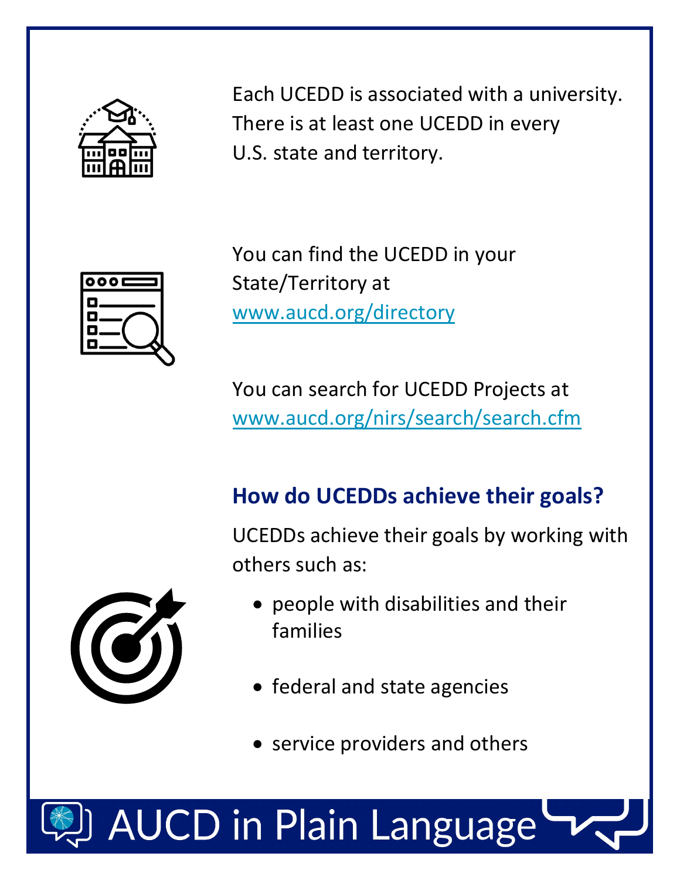Each UCEDD is associated with a university. There is at least one UCEDD in every U.S. state and territory.

You can find the UCEDD in your State/Territory at [www.aucd.org/directory](http://www.aucd.org/directory)

You can search for UCEDD Projects at [www.aucd.org/nirs/search/search.cfm](http://www.aucd.org/nirs/search/search.cfm)

## How do UCEDDs achieve their goals?

UCEDDs achieve their goals by working with others such as:

- people with disabilities and their families
- federal and state agencies
- service providers and others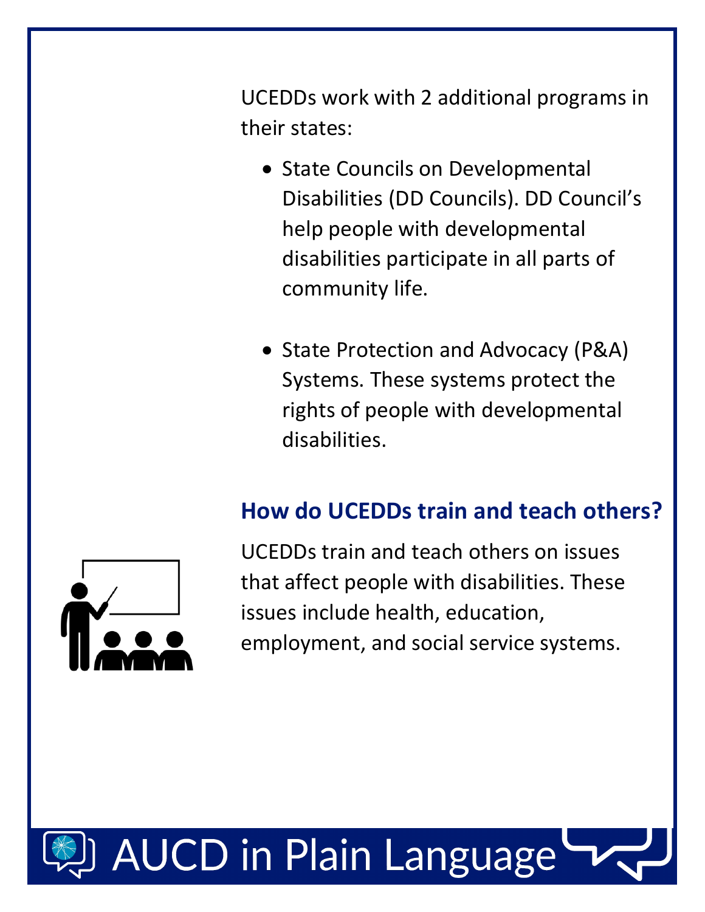UCEDDs work with 2 additional programs in their states:

- State Councils on Developmental Disabilities (DD Councils). DD Council's help people with developmental disabilities participate in all parts of community life.

- State Protection and Advocacy (P&A) Systems. These systems protect the rights of people with developmental disabilities.

## How do UCEDDs train and teach others?

UCEDDs train and teach others on issues that affect people with disabilities. These issues include health, education, employment, and social service systems.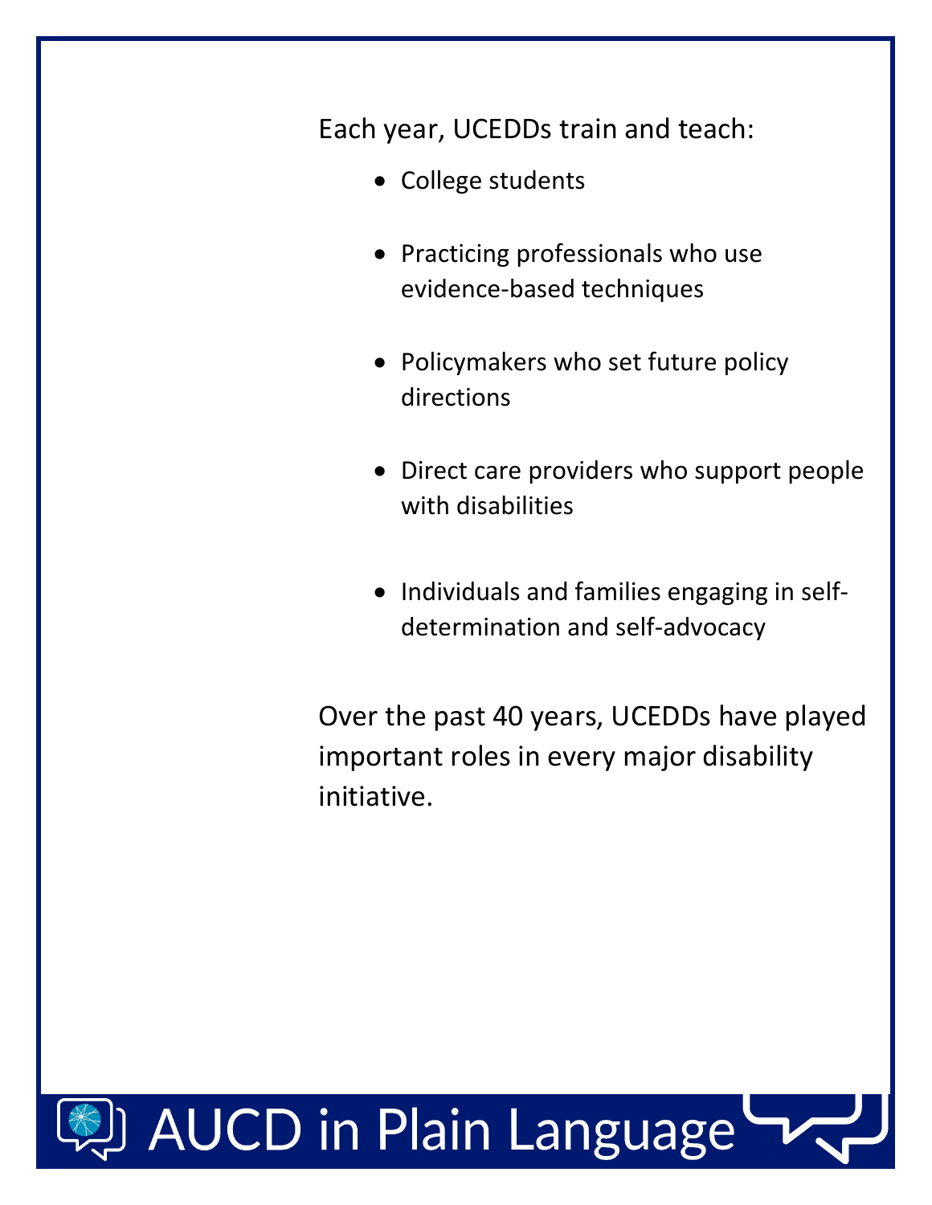Each year, UCEDDs train and teach:

- College students
- Practicing professionals who use evidence-based techniques
- Policymakers who set future policy directions
- Direct care providers who support people with disabilities
- Individuals and families engaging in self-determination and self-advocacy

Over the past 40 years, UCEDDs have played important roles in every major disability initiative.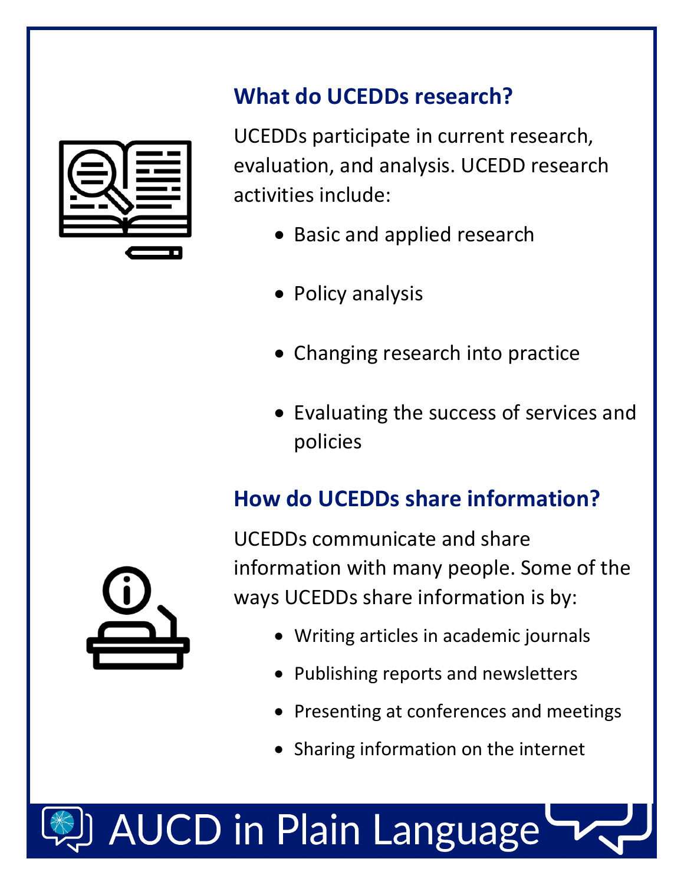## What do UCEDDs research?

UCEDDs participate in current research, evaluation, and analysis. UCEDD research activities include:

- Basic and applied research
- Policy analysis
- Changing research into practice
- Evaluating the success of services and policies

## How do UCEDDs share information?

UCEDDs communicate and share information with many people. Some of the ways UCEDDs share information is by:

- Writing articles in academic journals
- Publishing reports and newsletters
- Presenting at conferences and meetings
- Sharing information on the internet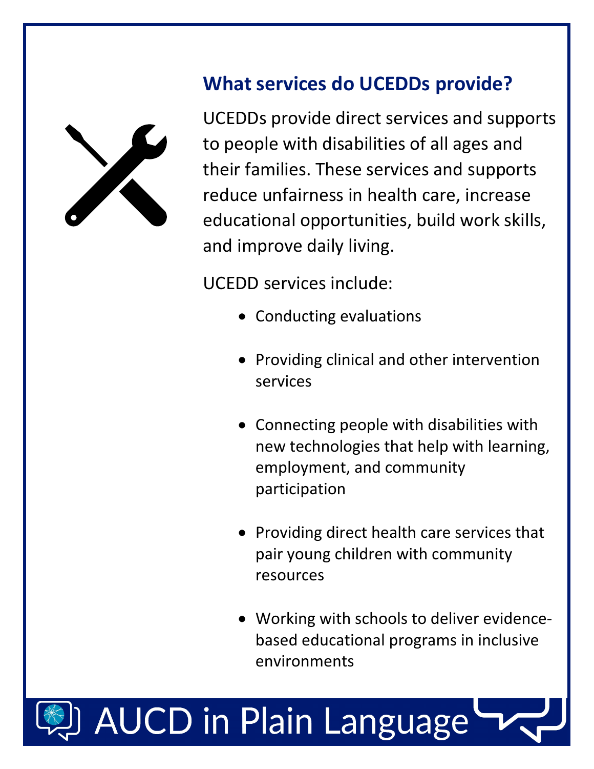## What services do UCEDDs provide?

UCEDDs provide direct services and supports to people with disabilities of all ages and their families. These services and supports reduce unfairness in health care, increase educational opportunities, build work skills, and improve daily living.

UCEDD services include:

- Conducting evaluations
- Providing clinical and other intervention services
- Connecting people with disabilities with new technologies that help with learning, employment, and community participation
- Providing direct health care services that pair young children with community resources
- Working with schools to deliver evidence-based educational programs in inclusive environments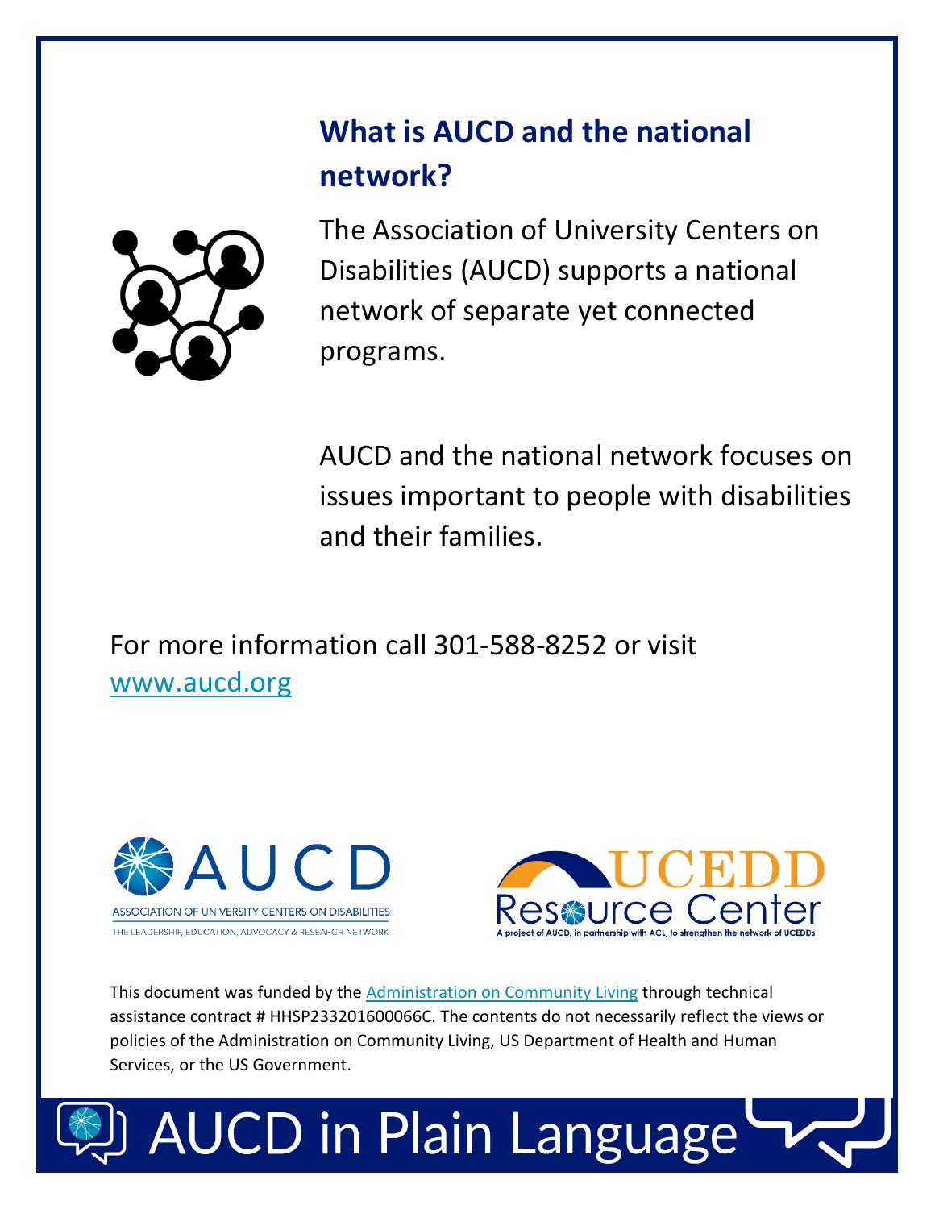## What is AUCD and the national network?

The Association of University Centers on Disabilities (AUCD) supports a national network of separate yet connected programs.

AUCD and the national network focuses on issues important to people with disabilities and their families.

For more information call 301-588-8252 or visit [www.aucd.org](http://www.aucd.org)

AUCD
ASSOCIATION OF UNIVERSITY CENTERS ON DISABILITIES
THE LEADERSHIP, EDUCATION, ADVOCACY & RESEARCH NETWORK

UCEDD Resource Center
A project of AUCD, in partnership with ACL, to strengthen the network of UCEDDs

This document was funded by the [Administration on Community Living](https://acl.gov) through technical assistance contract # HHSP233201600066C. The contents do not necessarily reflect the views or policies of the Administration on Community Living, US Department of Health and Human Services, or the US Government.

AUCD in Plain Language